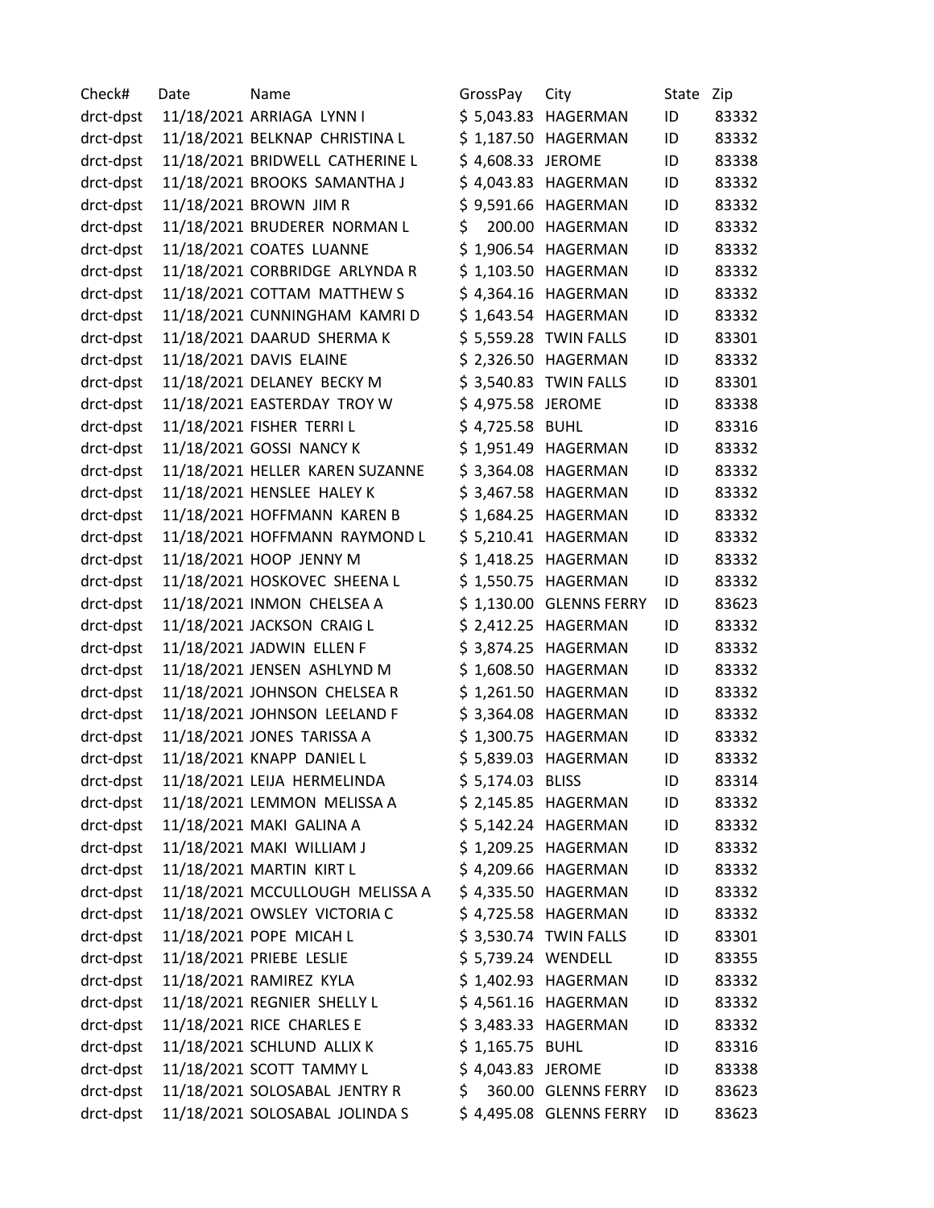| Check# | Date | Name | GrossPay | City | State | Zip |
|---|---|---|---|---|---|---|
| drct-dpst | 11/18/2021 | ARRIAGA LYNN I | $ 5,043.83 | HAGERMAN | ID | 83332 |
| drct-dpst | 11/18/2021 | BELKNAP CHRISTINA L | $ 1,187.50 | HAGERMAN | ID | 83332 |
| drct-dpst | 11/18/2021 | BRIDWELL CATHERINE L | $ 4,608.33 | JEROME | ID | 83338 |
| drct-dpst | 11/18/2021 | BROOKS SAMANTHA J | $ 4,043.83 | HAGERMAN | ID | 83332 |
| drct-dpst | 11/18/2021 | BROWN JIM R | $ 9,591.66 | HAGERMAN | ID | 83332 |
| drct-dpst | 11/18/2021 | BRUDERER NORMAN L | $ 200.00 | HAGERMAN | ID | 83332 |
| drct-dpst | 11/18/2021 | COATES LUANNE | $ 1,906.54 | HAGERMAN | ID | 83332 |
| drct-dpst | 11/18/2021 | CORBRIDGE ARLYNDA R | $ 1,103.50 | HAGERMAN | ID | 83332 |
| drct-dpst | 11/18/2021 | COTTAM MATTHEW S | $ 4,364.16 | HAGERMAN | ID | 83332 |
| drct-dpst | 11/18/2021 | CUNNINGHAM KAMRI D | $ 1,643.54 | HAGERMAN | ID | 83332 |
| drct-dpst | 11/18/2021 | DAARUD SHERMA K | $ 5,559.28 | TWIN FALLS | ID | 83301 |
| drct-dpst | 11/18/2021 | DAVIS ELAINE | $ 2,326.50 | HAGERMAN | ID | 83332 |
| drct-dpst | 11/18/2021 | DELANEY BECKY M | $ 3,540.83 | TWIN FALLS | ID | 83301 |
| drct-dpst | 11/18/2021 | EASTERDAY TROY W | $ 4,975.58 | JEROME | ID | 83338 |
| drct-dpst | 11/18/2021 | FISHER TERRI L | $ 4,725.58 | BUHL | ID | 83316 |
| drct-dpst | 11/18/2021 | GOSSI NANCY K | $ 1,951.49 | HAGERMAN | ID | 83332 |
| drct-dpst | 11/18/2021 | HELLER KAREN SUZANNE | $ 3,364.08 | HAGERMAN | ID | 83332 |
| drct-dpst | 11/18/2021 | HENSLEE HALEY K | $ 3,467.58 | HAGERMAN | ID | 83332 |
| drct-dpst | 11/18/2021 | HOFFMANN KAREN B | $ 1,684.25 | HAGERMAN | ID | 83332 |
| drct-dpst | 11/18/2021 | HOFFMANN RAYMOND L | $ 5,210.41 | HAGERMAN | ID | 83332 |
| drct-dpst | 11/18/2021 | HOOP JENNY M | $ 1,418.25 | HAGERMAN | ID | 83332 |
| drct-dpst | 11/18/2021 | HOSKOVEC SHEENA L | $ 1,550.75 | HAGERMAN | ID | 83332 |
| drct-dpst | 11/18/2021 | INMON CHELSEA A | $ 1,130.00 | GLENNS FERRY | ID | 83623 |
| drct-dpst | 11/18/2021 | JACKSON CRAIG L | $ 2,412.25 | HAGERMAN | ID | 83332 |
| drct-dpst | 11/18/2021 | JADWIN ELLEN F | $ 3,874.25 | HAGERMAN | ID | 83332 |
| drct-dpst | 11/18/2021 | JENSEN ASHLYND M | $ 1,608.50 | HAGERMAN | ID | 83332 |
| drct-dpst | 11/18/2021 | JOHNSON CHELSEA R | $ 1,261.50 | HAGERMAN | ID | 83332 |
| drct-dpst | 11/18/2021 | JOHNSON LEELAND F | $ 3,364.08 | HAGERMAN | ID | 83332 |
| drct-dpst | 11/18/2021 | JONES TARISSA A | $ 1,300.75 | HAGERMAN | ID | 83332 |
| drct-dpst | 11/18/2021 | KNAPP DANIEL L | $ 5,839.03 | HAGERMAN | ID | 83332 |
| drct-dpst | 11/18/2021 | LEIJA HERMELINDA | $ 5,174.03 | BLISS | ID | 83314 |
| drct-dpst | 11/18/2021 | LEMMON MELISSA A | $ 2,145.85 | HAGERMAN | ID | 83332 |
| drct-dpst | 11/18/2021 | MAKI GALINA A | $ 5,142.24 | HAGERMAN | ID | 83332 |
| drct-dpst | 11/18/2021 | MAKI WILLIAM J | $ 1,209.25 | HAGERMAN | ID | 83332 |
| drct-dpst | 11/18/2021 | MARTIN KIRT L | $ 4,209.66 | HAGERMAN | ID | 83332 |
| drct-dpst | 11/18/2021 | MCCULLOUGH MELISSA A | $ 4,335.50 | HAGERMAN | ID | 83332 |
| drct-dpst | 11/18/2021 | OWSLEY VICTORIA C | $ 4,725.58 | HAGERMAN | ID | 83332 |
| drct-dpst | 11/18/2021 | POPE MICAH L | $ 3,530.74 | TWIN FALLS | ID | 83301 |
| drct-dpst | 11/18/2021 | PRIEBE LESLIE | $ 5,739.24 | WENDELL | ID | 83355 |
| drct-dpst | 11/18/2021 | RAMIREZ KYLA | $ 1,402.93 | HAGERMAN | ID | 83332 |
| drct-dpst | 11/18/2021 | REGNIER SHELLY L | $ 4,561.16 | HAGERMAN | ID | 83332 |
| drct-dpst | 11/18/2021 | RICE CHARLES E | $ 3,483.33 | HAGERMAN | ID | 83332 |
| drct-dpst | 11/18/2021 | SCHLUND ALLIX K | $ 1,165.75 | BUHL | ID | 83316 |
| drct-dpst | 11/18/2021 | SCOTT TAMMY L | $ 4,043.83 | JEROME | ID | 83338 |
| drct-dpst | 11/18/2021 | SOLOSABAL JENTRY R | $ 360.00 | GLENNS FERRY | ID | 83623 |
| drct-dpst | 11/18/2021 | SOLOSABAL JOLINDA S | $ 4,495.08 | GLENNS FERRY | ID | 83623 |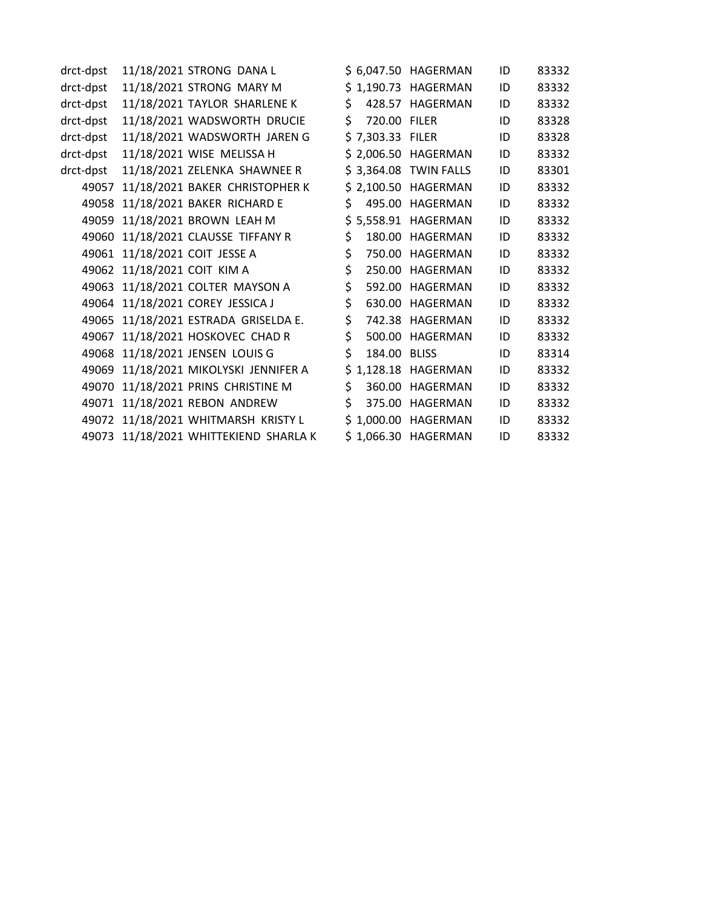| | | | | | | |
|---|---|---|---|---|---|---|
| drct-dpst | 11/18/2021 | STRONG DANA L | $ 6,047.50 | HAGERMAN | ID | 83332 |
| drct-dpst | 11/18/2021 | STRONG MARY M | $ 1,190.73 | HAGERMAN | ID | 83332 |
| drct-dpst | 11/18/2021 | TAYLOR SHARLENE K | $ 428.57 | HAGERMAN | ID | 83332 |
| drct-dpst | 11/18/2021 | WADSWORTH DRUCIE | $ 720.00 | FILER | ID | 83328 |
| drct-dpst | 11/18/2021 | WADSWORTH JAREN G | $ 7,303.33 | FILER | ID | 83328 |
| drct-dpst | 11/18/2021 | WISE MELISSA H | $ 2,006.50 | HAGERMAN | ID | 83332 |
| drct-dpst | 11/18/2021 | ZELENKA SHAWNEE R | $ 3,364.08 | TWIN FALLS | ID | 83301 |
| 49057 | 11/18/2021 | BAKER CHRISTOPHER K | $ 2,100.50 | HAGERMAN | ID | 83332 |
| 49058 | 11/18/2021 | BAKER RICHARD E | $ 495.00 | HAGERMAN | ID | 83332 |
| 49059 | 11/18/2021 | BROWN LEAH M | $ 5,558.91 | HAGERMAN | ID | 83332 |
| 49060 | 11/18/2021 | CLAUSSE TIFFANY R | $ 180.00 | HAGERMAN | ID | 83332 |
| 49061 | 11/18/2021 | COIT JESSE A | $ 750.00 | HAGERMAN | ID | 83332 |
| 49062 | 11/18/2021 | COIT KIM A | $ 250.00 | HAGERMAN | ID | 83332 |
| 49063 | 11/18/2021 | COLTER MAYSON A | $ 592.00 | HAGERMAN | ID | 83332 |
| 49064 | 11/18/2021 | COREY JESSICA J | $ 630.00 | HAGERMAN | ID | 83332 |
| 49065 | 11/18/2021 | ESTRADA GRISELDA E. | $ 742.38 | HAGERMAN | ID | 83332 |
| 49067 | 11/18/2021 | HOSKOVEC CHAD R | $ 500.00 | HAGERMAN | ID | 83332 |
| 49068 | 11/18/2021 | JENSEN LOUIS G | $ 184.00 | BLISS | ID | 83314 |
| 49069 | 11/18/2021 | MIKOLYSKI JENNIFER A | $ 1,128.18 | HAGERMAN | ID | 83332 |
| 49070 | 11/18/2021 | PRINS CHRISTINE M | $ 360.00 | HAGERMAN | ID | 83332 |
| 49071 | 11/18/2021 | REBON ANDREW | $ 375.00 | HAGERMAN | ID | 83332 |
| 49072 | 11/18/2021 | WHITMARSH KRISTY L | $ 1,000.00 | HAGERMAN | ID | 83332 |
| 49073 | 11/18/2021 | WHITTEKIEND SHARLA K | $ 1,066.30 | HAGERMAN | ID | 83332 |